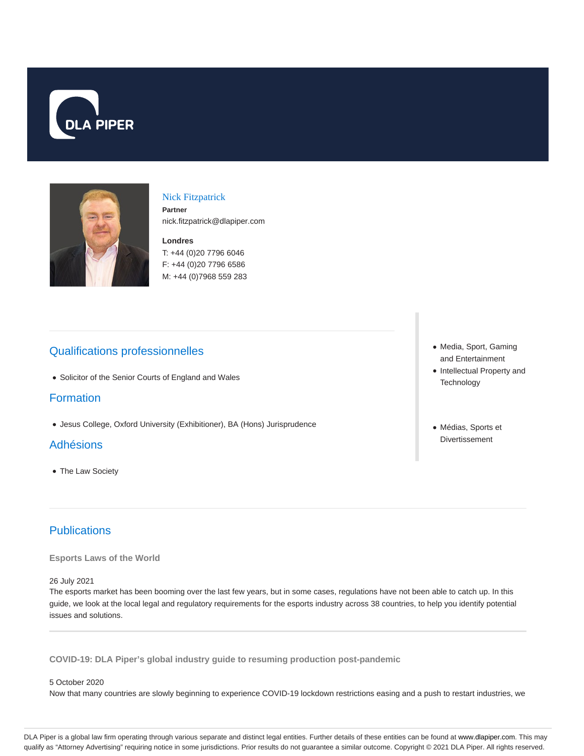# Nick Fitzpatrick

**Partner**

nick.fitzpatrick@dlapiper.com

**Londres**

T: +44 (0)20 7796 6046
F: +44 (0)20 7796 6586
M: +44 (0)7968 559 283

- Media, Sport, Gaming and Entertainment
- Intellectual Property and Technology

- Médias, Sports et Divertissement

## Qualifications professionnelles

- Solicitor of the Senior Courts of England and Wales

## Formation

- Jesus College, Oxford University (Exhibitioner), BA (Hons) Jurisprudence

## Adhésions

- The Law Society

## Publications

### Esports Laws of the World

26 July 2021

The esports market has been booming over the last few years, but in some cases, regulations have not been able to catch up. In this guide, we look at the local legal and regulatory requirements for the esports industry across 38 countries, to help you identify potential issues and solutions.

### COVID-19: DLA Piper's global industry guide to resuming production post-pandemic

5 October 2020

Now that many countries are slowly beginning to experience COVID-19 lockdown restrictions easing and a push to restart industries, we

DLA Piper is a global law firm operating through various separate and distinct legal entities. Further details of these entities can be found at www.dlapiper.com. This may qualify as "Attorney Advertising" requiring notice in some jurisdictions. Prior results do not guarantee a similar outcome. Copyright © 2021 DLA Piper. All rights reserved.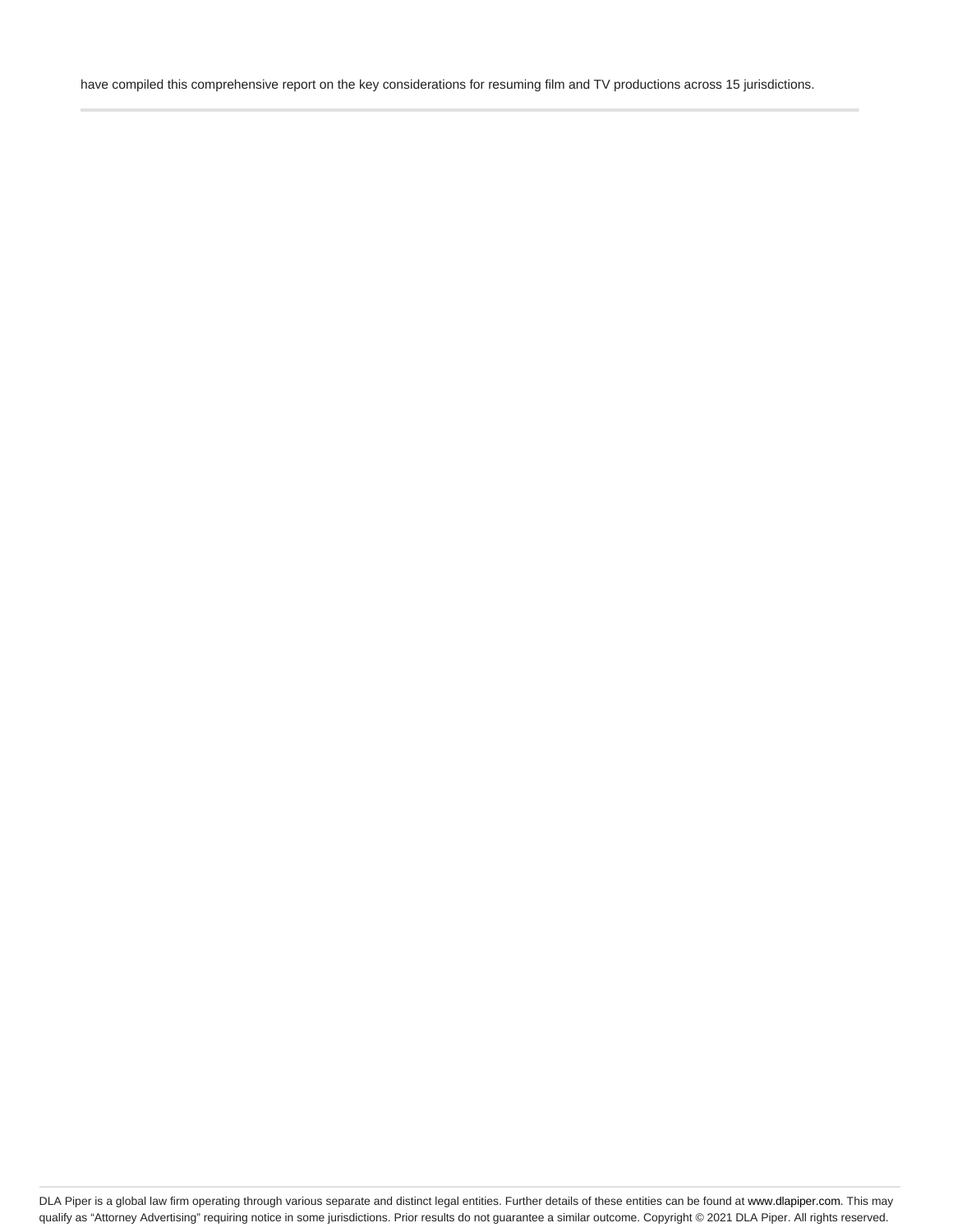have compiled this comprehensive report on the key considerations for resuming film and TV productions across 15 jurisdictions.

---

DLA Piper is a global law firm operating through various separate and distinct legal entities. Further details of these entities can be found at www.dlapiper.com. This may qualify as “Attorney Advertising” requiring notice in some jurisdictions. Prior results do not guarantee a similar outcome. Copyright © 2021 DLA Piper. All rights reserved.